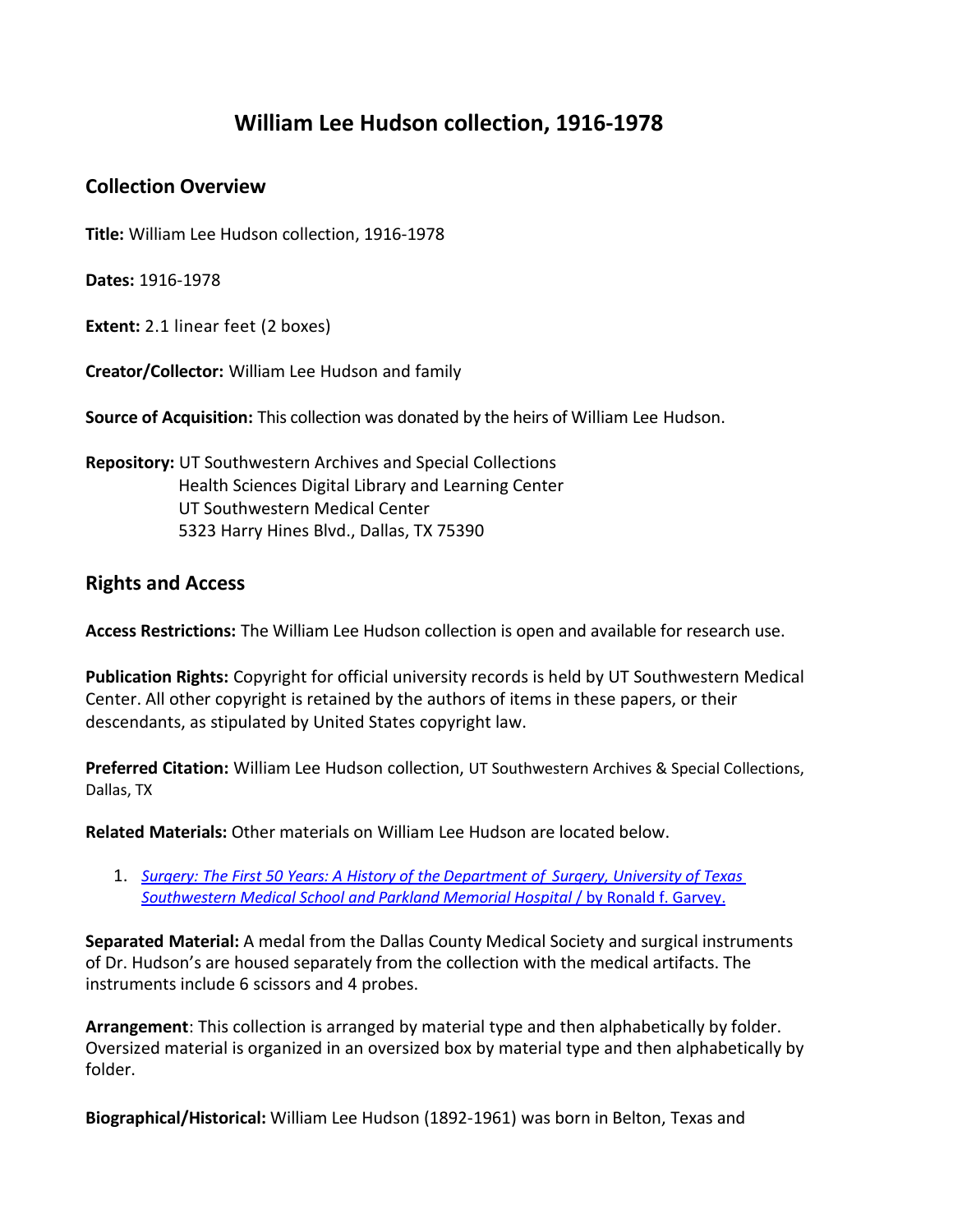# William Lee Hudson collection, 1916-1978

## Collection Overview

**Title:** William Lee Hudson collection, 1916-1978

**Dates:** 1916-1978

**Extent:** 2.1 linear feet (2 boxes)

**Creator/Collector:** William Lee Hudson and family

**Source of Acquisition:** This collection was donated by the heirs of William Lee Hudson.

**Repository:** UT Southwestern Archives and Special Collections
Health Sciences Digital Library and Learning Center
UT Southwestern Medical Center
5323 Harry Hines Blvd., Dallas, TX 75390

## Rights and Access

**Access Restrictions:** The William Lee Hudson collection is open and available for research use.

**Publication Rights:** Copyright for official university records is held by UT Southwestern Medical Center. All other copyright is retained by the authors of items in these papers, or their descendants, as stipulated by United States copyright law.

**Preferred Citation:** William Lee Hudson collection, UT Southwestern Archives & Special Collections, Dallas, TX

**Related Materials:** Other materials on William Lee Hudson are located below.

1. *Surgery: The First 50 Years: A History of the Department of Surgery, University of Texas Southwestern Medical School and Parkland Memorial Hospital* / by Ronald f. Garvey.

**Separated Material:** A medal from the Dallas County Medical Society and surgical instruments of Dr. Hudson's are housed separately from the collection with the medical artifacts. The instruments include 6 scissors and 4 probes.

**Arrangement**: This collection is arranged by material type and then alphabetically by folder. Oversized material is organized in an oversized box by material type and then alphabetically by folder.

**Biographical/Historical:** William Lee Hudson (1892-1961) was born in Belton, Texas and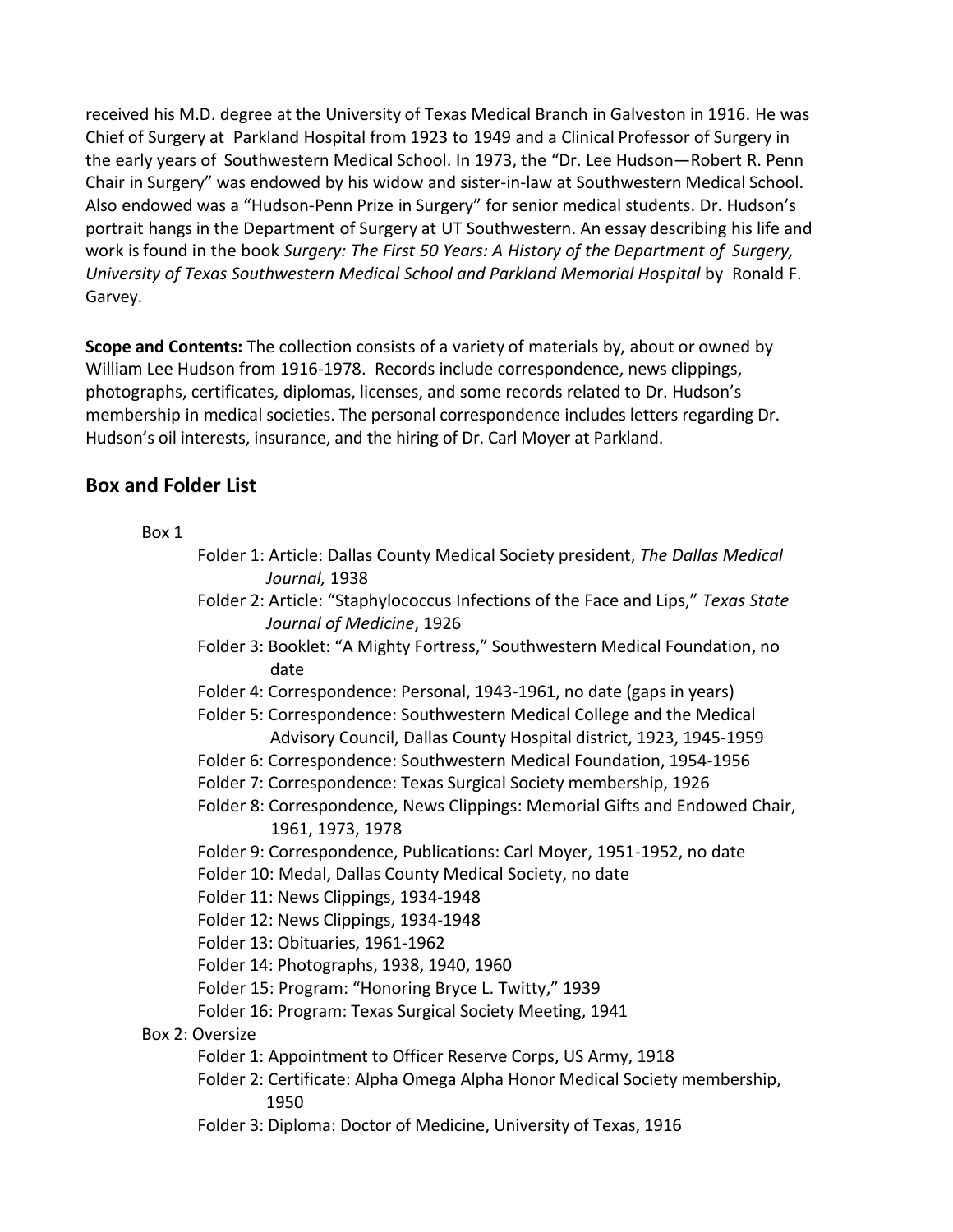received his M.D. degree at the University of Texas Medical Branch in Galveston in 1916. He was Chief of Surgery at Parkland Hospital from 1923 to 1949 and a Clinical Professor of Surgery in the early years of Southwestern Medical School. In 1973, the "Dr. Lee Hudson—Robert R. Penn Chair in Surgery" was endowed by his widow and sister-in-law at Southwestern Medical School. Also endowed was a "Hudson-Penn Prize in Surgery" for senior medical students. Dr. Hudson's portrait hangs in the Department of Surgery at UT Southwestern. An essay describing his life and work is found in the book *Surgery: The First 50 Years: A History of the Department of Surgery, University of Texas Southwestern Medical School and Parkland Memorial Hospital* by Ronald F. Garvey.

**Scope and Contents:** The collection consists of a variety of materials by, about or owned by William Lee Hudson from 1916-1978. Records include correspondence, news clippings, photographs, certificates, diplomas, licenses, and some records related to Dr. Hudson's membership in medical societies. The personal correspondence includes letters regarding Dr. Hudson's oil interests, insurance, and the hiring of Dr. Carl Moyer at Parkland.

## Box and Folder List

Box 1

- Folder 1: Article: Dallas County Medical Society president, *The Dallas Medical Journal,* 1938
- Folder 2: Article: "Staphylococcus Infections of the Face and Lips," *Texas State Journal of Medicine*, 1926
- Folder 3: Booklet: "A Mighty Fortress," Southwestern Medical Foundation, no date
- Folder 4: Correspondence: Personal, 1943-1961, no date (gaps in years)
- Folder 5: Correspondence: Southwestern Medical College and the Medical Advisory Council, Dallas County Hospital district, 1923, 1945-1959
- Folder 6: Correspondence: Southwestern Medical Foundation, 1954-1956
- Folder 7: Correspondence: Texas Surgical Society membership, 1926
- Folder 8: Correspondence, News Clippings: Memorial Gifts and Endowed Chair, 1961, 1973, 1978
- Folder 9: Correspondence, Publications: Carl Moyer, 1951-1952, no date
- Folder 10: Medal, Dallas County Medical Society, no date
- Folder 11: News Clippings, 1934-1948
- Folder 12: News Clippings, 1934-1948
- Folder 13: Obituaries, 1961-1962
- Folder 14: Photographs, 1938, 1940, 1960
- Folder 15: Program: "Honoring Bryce L. Twitty," 1939
- Folder 16: Program: Texas Surgical Society Meeting, 1941

Box 2: Oversize

- Folder 1: Appointment to Officer Reserve Corps, US Army, 1918
- Folder 2: Certificate: Alpha Omega Alpha Honor Medical Society membership, 1950
- Folder 3: Diploma: Doctor of Medicine, University of Texas, 1916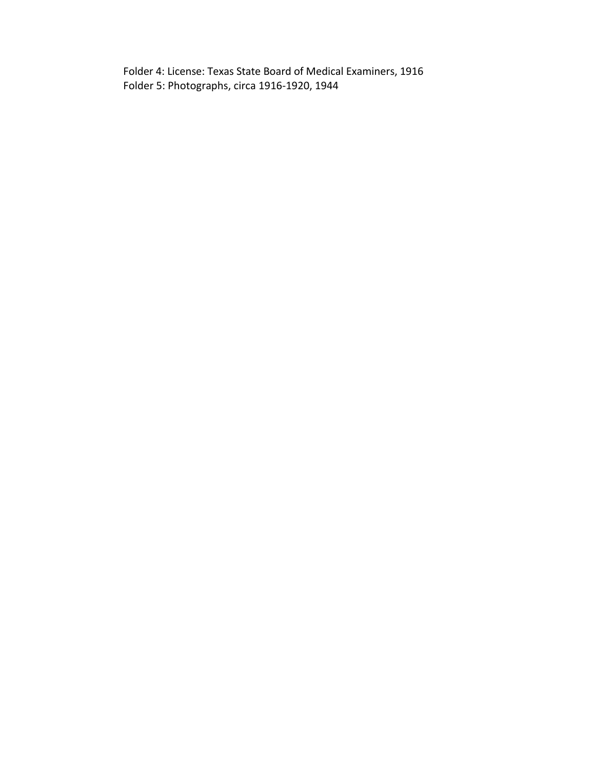Folder 4: License: Texas State Board of Medical Examiners, 1916
Folder 5: Photographs, circa 1916-1920, 1944